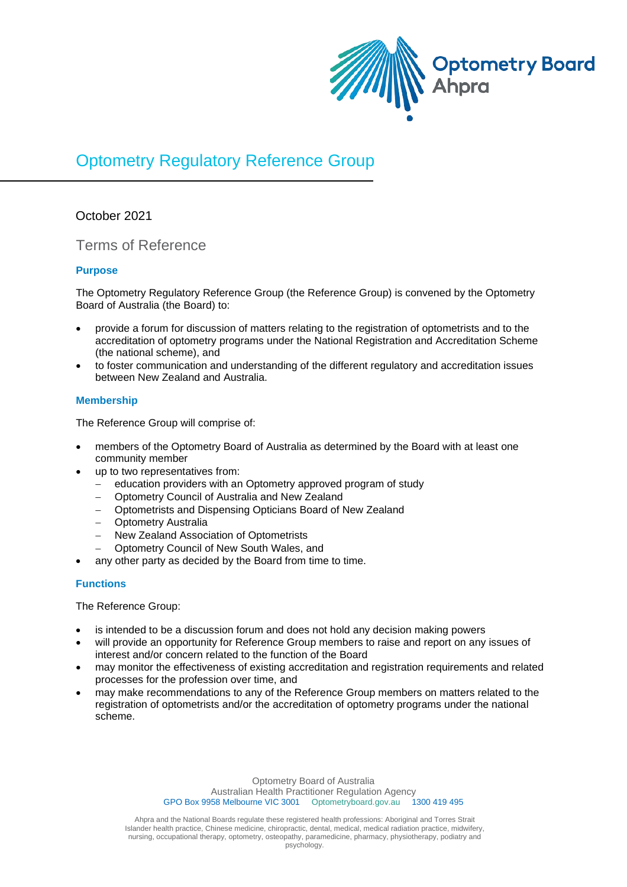# Optometry Regulatory Reference Group

October 2021

## Terms of Reference

### Purpose

The Optometry Regulatory Reference Group (the Reference Group) is convened by the Optometry Board of Australia (the Board) to:

- provide a forum for discussion of matters relating to the registration of optometrists and to the accreditation of optometry programs under the National Registration and Accreditation Scheme (the national scheme), and
- to foster communication and understanding of the different regulatory and accreditation issues between New Zealand and Australia.

### Membership

The Reference Group will comprise of:

- members of the Optometry Board of Australia as determined by the Board with at least one community member
- up to two representatives from:
  - education providers with an Optometry approved program of study
  - Optometry Council of Australia and New Zealand
  - Optometrists and Dispensing Opticians Board of New Zealand
  - Optometry Australia
  - New Zealand Association of Optometrists
  - Optometry Council of New South Wales, and
- any other party as decided by the Board from time to time.

### Functions

The Reference Group:

- is intended to be a discussion forum and does not hold any decision making powers
- will provide an opportunity for Reference Group members to raise and report on any issues of interest and/or concern related to the function of the Board
- may monitor the effectiveness of existing accreditation and registration requirements and related processes for the profession over time, and
- may make recommendations to any of the Reference Group members on matters related to the registration of optometrists and/or the accreditation of optometry programs under the national scheme.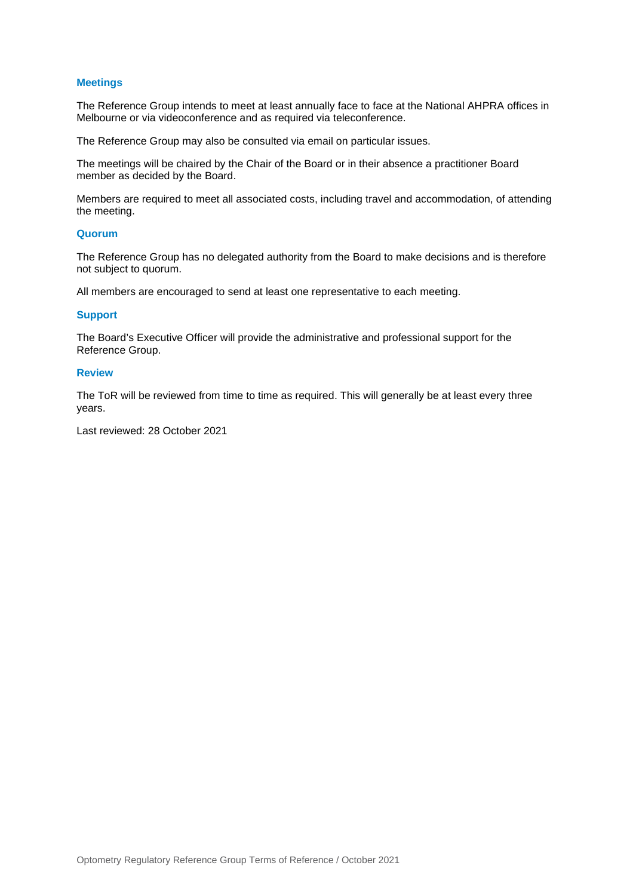## Meetings

The Reference Group intends to meet at least annually face to face at the National AHPRA offices in Melbourne or via videoconference and as required via teleconference.

The Reference Group may also be consulted via email on particular issues.

The meetings will be chaired by the Chair of the Board or in their absence a practitioner Board member as decided by the Board.

Members are required to meet all associated costs, including travel and accommodation, of attending the meeting.

## Quorum

The Reference Group has no delegated authority from the Board to make decisions and is therefore not subject to quorum.

All members are encouraged to send at least one representative to each meeting.

## Support

The Board's Executive Officer will provide the administrative and professional support for the Reference Group.

## Review

The ToR will be reviewed from time to time as required. This will generally be at least every three years.

Last reviewed: 28 October 2021